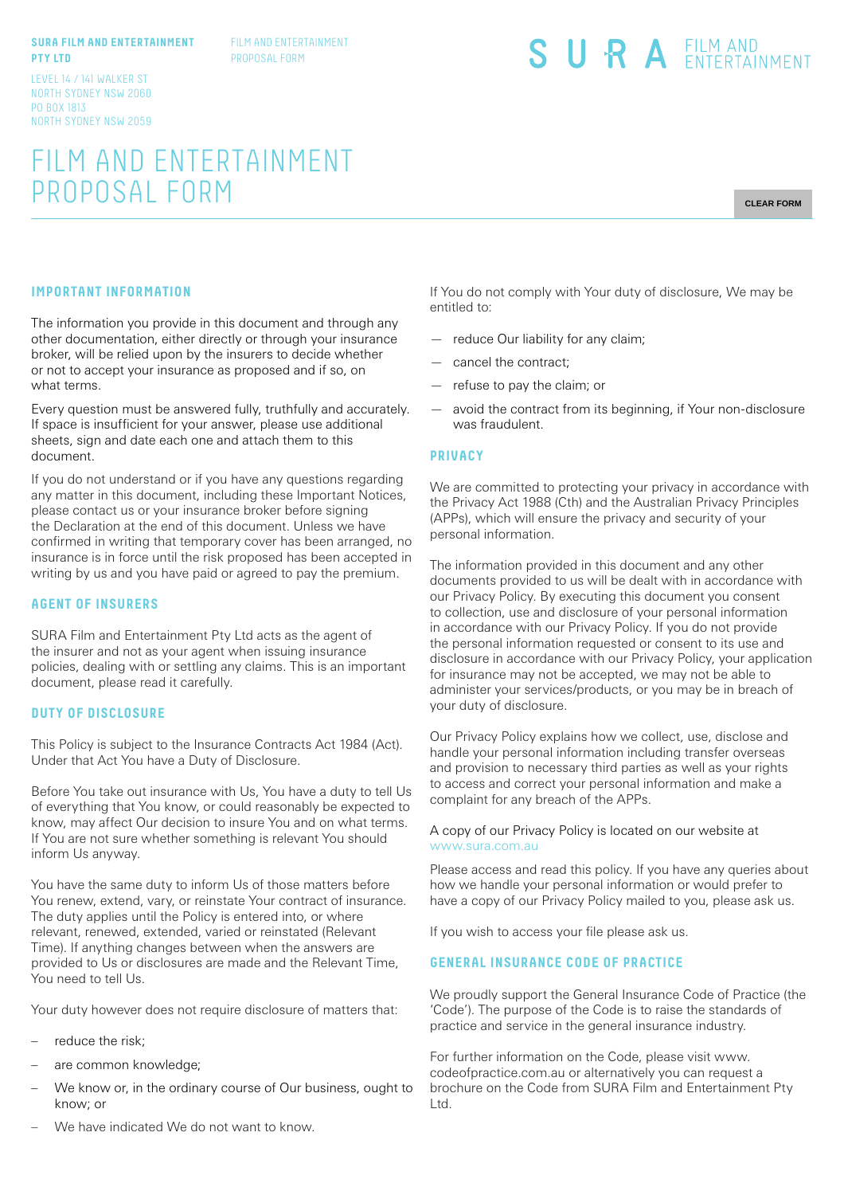SURA FILM AND ENTERTAINMENT PTY LTD
LEVEL 14 / 141 WALKER ST
NORTH SYDNEY NSW 2060
PO BOX 1813
NORTH SYDNEY NSW 2059

FILM AND ENTERTAINMENT PROPOSAL FORM

SURA FILM AND ENTERTAINMENT

# FILM AND ENTERTAINMENT PROPOSAL FORM

CLEAR FORM

## IMPORTANT INFORMATION

The information you provide in this document and through any other documentation, either directly or through your insurance broker, will be relied upon by the insurers to decide whether or not to accept your insurance as proposed and if so, on what terms.

Every question must be answered fully, truthfully and accurately. If space is insufficient for your answer, please use additional sheets, sign and date each one and attach them to this document.

If you do not understand or if you have any questions regarding any matter in this document, including these Important Notices, please contact us or your insurance broker before signing the Declaration at the end of this document. Unless we have confirmed in writing that temporary cover has been arranged, no insurance is in force until the risk proposed has been accepted in writing by us and you have paid or agreed to pay the premium.

## AGENT OF INSURERS

SURA Film and Entertainment Pty Ltd acts as the agent of the insurer and not as your agent when issuing insurance policies, dealing with or settling any claims. This is an important document, please read it carefully.

## DUTY OF DISCLOSURE

This Policy is subject to the Insurance Contracts Act 1984 (Act). Under that Act You have a Duty of Disclosure.

Before You take out insurance with Us, You have a duty to tell Us of everything that You know, or could reasonably be expected to know, may affect Our decision to insure You and on what terms. If You are not sure whether something is relevant You should inform Us anyway.

You have the same duty to inform Us of those matters before You renew, extend, vary, or reinstate Your contract of insurance. The duty applies until the Policy is entered into, or where relevant, renewed, extended, varied or reinstated (Relevant Time). If anything changes between when the answers are provided to Us or disclosures are made and the Relevant Time, You need to tell Us.

Your duty however does not require disclosure of matters that:

- reduce the risk;
- are common knowledge;
- We know or, in the ordinary course of Our business, ought to know; or
- We have indicated We do not want to know.

If You do not comply with Your duty of disclosure, We may be entitled to:

- reduce Our liability for any claim;
- cancel the contract;
- refuse to pay the claim; or
- avoid the contract from its beginning, if Your non-disclosure was fraudulent.

## PRIVACY

We are committed to protecting your privacy in accordance with the Privacy Act 1988 (Cth) and the Australian Privacy Principles (APPs), which will ensure the privacy and security of your personal information.

The information provided in this document and any other documents provided to us will be dealt with in accordance with our Privacy Policy. By executing this document you consent to collection, use and disclosure of your personal information in accordance with our Privacy Policy. If you do not provide the personal information requested or consent to its use and disclosure in accordance with our Privacy Policy, your application for insurance may not be accepted, we may not be able to administer your services/products, or you may be in breach of your duty of disclosure.

Our Privacy Policy explains how we collect, use, disclose and handle your personal information including transfer overseas and provision to necessary third parties as well as your rights to access and correct your personal information and make a complaint for any breach of the APPs.

A copy of our Privacy Policy is located on our website at www.sura.com.au

Please access and read this policy. If you have any queries about how we handle your personal information or would prefer to have a copy of our Privacy Policy mailed to you, please ask us.

If you wish to access your file please ask us.

## GENERAL INSURANCE CODE OF PRACTICE

We proudly support the General Insurance Code of Practice (the 'Code'). The purpose of the Code is to raise the standards of practice and service in the general insurance industry.

For further information on the Code, please visit www.codeofpractice.com.au or alternatively you can request a brochure on the Code from SURA Film and Entertainment Pty Ltd.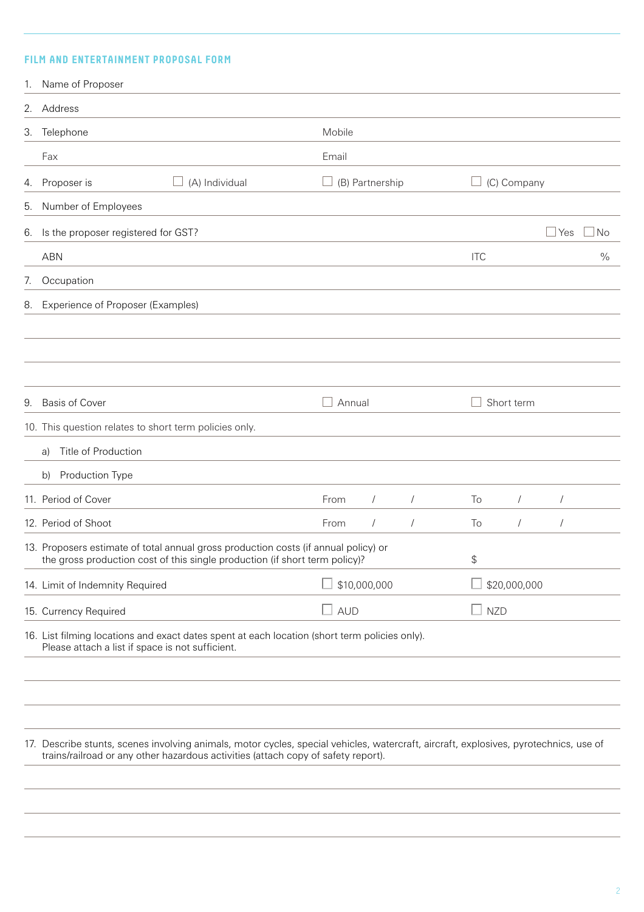## FILM AND ENTERTAINMENT PROPOSAL FORM

1. Name of Proposer

2. Address

3. Telephone | Mobile

   Fax | Email

4. Proposer is ☐ (A) Individual ☐ (B) Partnership ☐ (C) Company

5. Number of Employees

6. Is the proposer registered for GST? ☐ Yes ☐ No

   ABN | ITC %

7. Occupation

8. Experience of Proposer (Examples)

9. Basis of Cover ☐ Annual ☐ Short term

10. This question relates to short term policies only.

    a) Title of Production

    b) Production Type

11. Period of Cover From / / To / /

12. Period of Shoot From / / To / /

13. Proposers estimate of total annual gross production costs (if annual policy) or the gross production cost of this single production (if short term policy)? $

14. Limit of Indemnity Required ☐ $10,000,000 ☐ $20,000,000

15. Currency Required ☐ AUD ☐ NZD

16. List filming locations and exact dates spent at each location (short term policies only). Please attach a list if space is not sufficient.

17. Describe stunts, scenes involving animals, motor cycles, special vehicles, watercraft, aircraft, explosives, pyrotechnics, use of trains/railroad or any other hazardous activities (attach copy of safety report).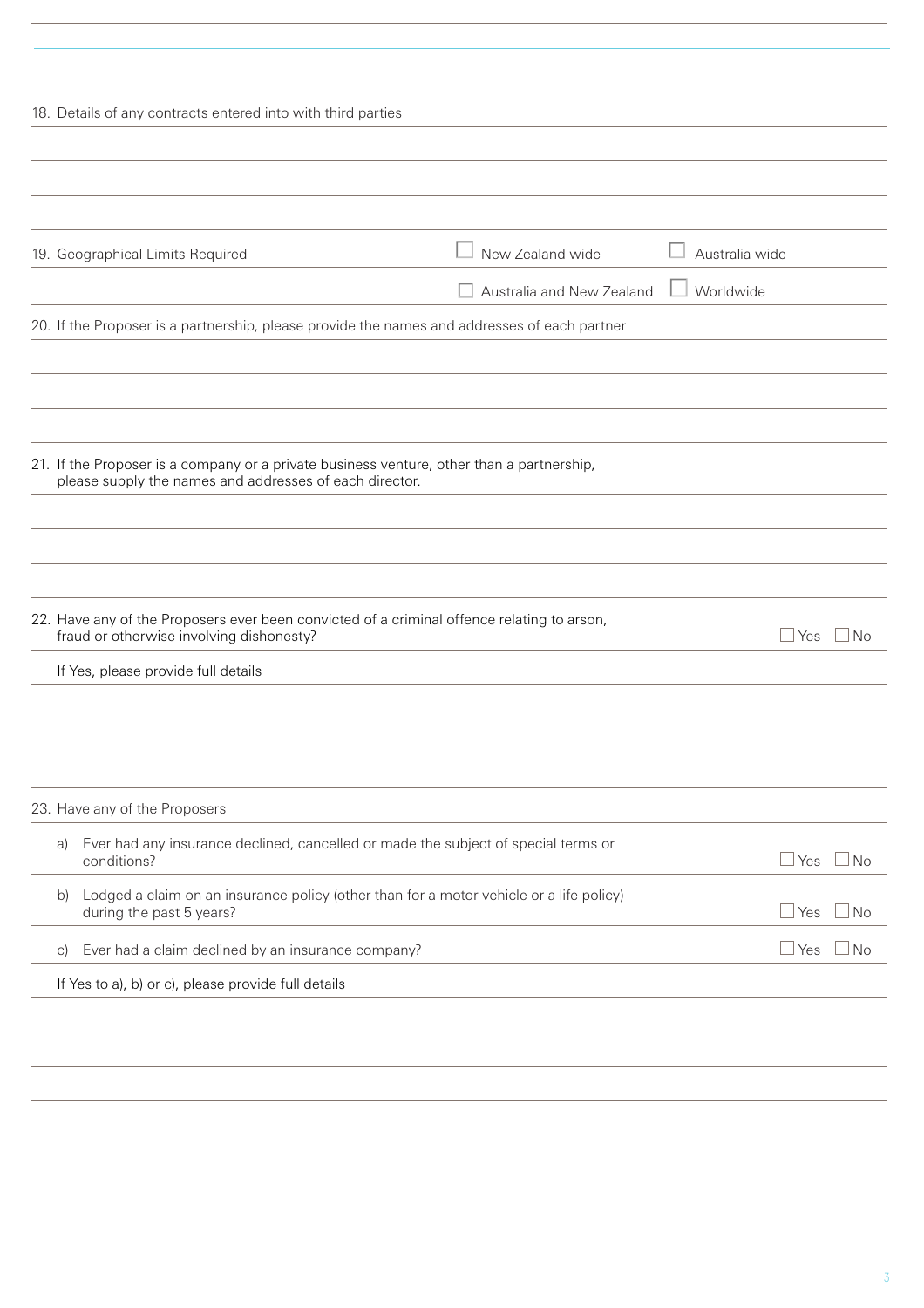18. Details of any contracts entered into with third parties

19. Geographical Limits Required

- ☐ New Zealand wide
- ☐ Australia wide
- ☐ Australia and New Zealand
- ☐ Worldwide

20. If the Proposer is a partnership, please provide the names and addresses of each partner

21. If the Proposer is a company or a private business venture, other than a partnership, please supply the names and addresses of each director.

22. Have any of the Proposers ever been convicted of a criminal offence relating to arson, fraud or otherwise involving dishonesty? ☐ Yes ☐ No

If Yes, please provide full details

23. Have any of the Proposers

a) Ever had any insurance declined, cancelled or made the subject of special terms or conditions? ☐ Yes ☐ No

b) Lodged a claim on an insurance policy (other than for a motor vehicle or a life policy) during the past 5 years? ☐ Yes ☐ No

c) Ever had a claim declined by an insurance company? ☐ Yes ☐ No

If Yes to a), b) or c), please provide full details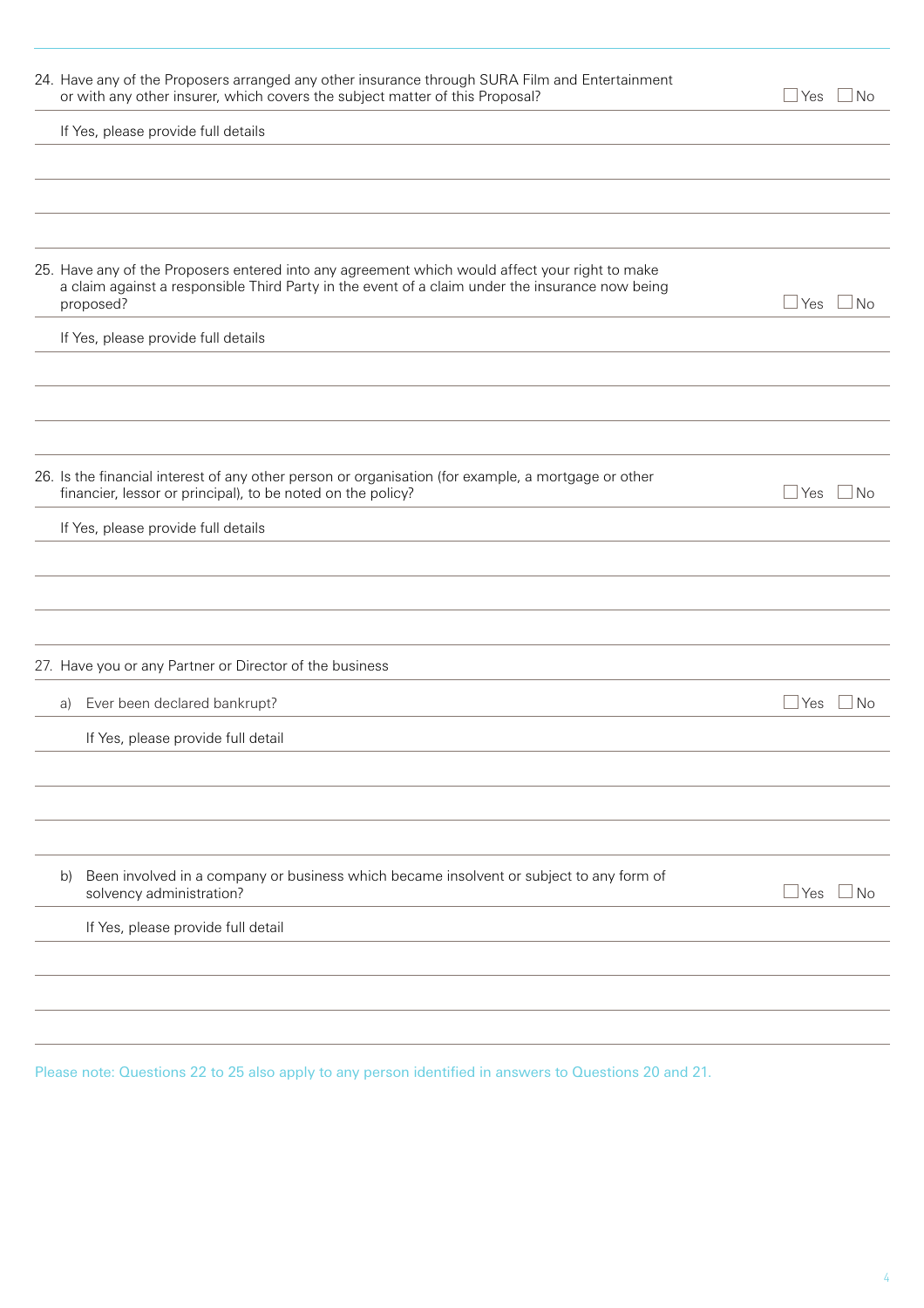24. Have any of the Proposers arranged any other insurance through SURA Film and Entertainment or with any other insurer, which covers the subject matter of this Proposal? ☐ Yes ☐ No

If Yes, please provide full details

25. Have any of the Proposers entered into any agreement which would affect your right to make a claim against a responsible Third Party in the event of a claim under the insurance now being proposed? ☐ Yes ☐ No

If Yes, please provide full details

26. Is the financial interest of any other person or organisation (for example, a mortgage or other financier, lessor or principal), to be noted on the policy? ☐ Yes ☐ No

If Yes, please provide full details

27. Have you or any Partner or Director of the business

a) Ever been declared bankrupt? ☐ Yes ☐ No

If Yes, please provide full detail

b) Been involved in a company or business which became insolvent or subject to any form of solvency administration? ☐ Yes ☐ No

If Yes, please provide full detail

Please note: Questions 22 to 25 also apply to any person identified in answers to Questions 20 and 21.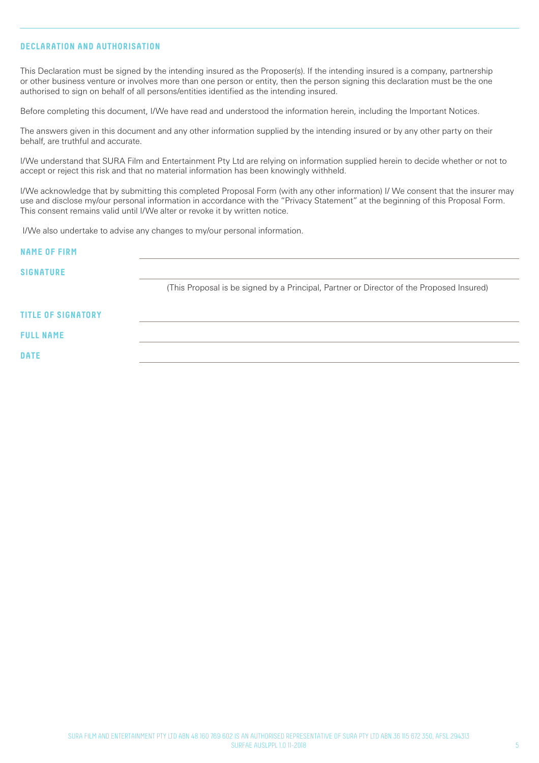## DECLARATION AND AUTHORISATION

This Declaration must be signed by the intending insured as the Proposer(s). If the intending insured is a company, partnership or other business venture or involves more than one person or entity, then the person signing this declaration must be the one authorised to sign on behalf of all persons/entities identified as the intending insured.

Before completing this document, I/We have read and understood the information herein, including the Important Notices.

The answers given in this document and any other information supplied by the intending insured or by any other party on their behalf, are truthful and accurate.

I/We understand that SURA Film and Entertainment Pty Ltd are relying on information supplied herein to decide whether or not to accept or reject this risk and that no material information has been knowingly withheld.

I/We acknowledge that by submitting this completed Proposal Form (with any other information) I/ We consent that the insurer may use and disclose my/our personal information in accordance with the "Privacy Statement" at the beginning of this Proposal Form. This consent remains valid until I/We alter or revoke it by written notice.

I/We also undertake to advise any changes to my/our personal information.

**NAME OF FIRM** ______________________________

**SIGNATURE** ______________________________

(This Proposal is be signed by a Principal, Partner or Director of the Proposed Insured)

**TITLE OF SIGNATORY** ______________________________

**FULL NAME** ______________________________

**DATE** ______________________________

SURA FILM AND ENTERTAINMENT PTY LTD ABN 48 160 769 602 IS AN AUTHORISED REPRESENTATIVE OF SURA PTY LTD ABN 36 115 672 350, AFSL 294313
SURFAE AUSLPPL 1.0 11-2018